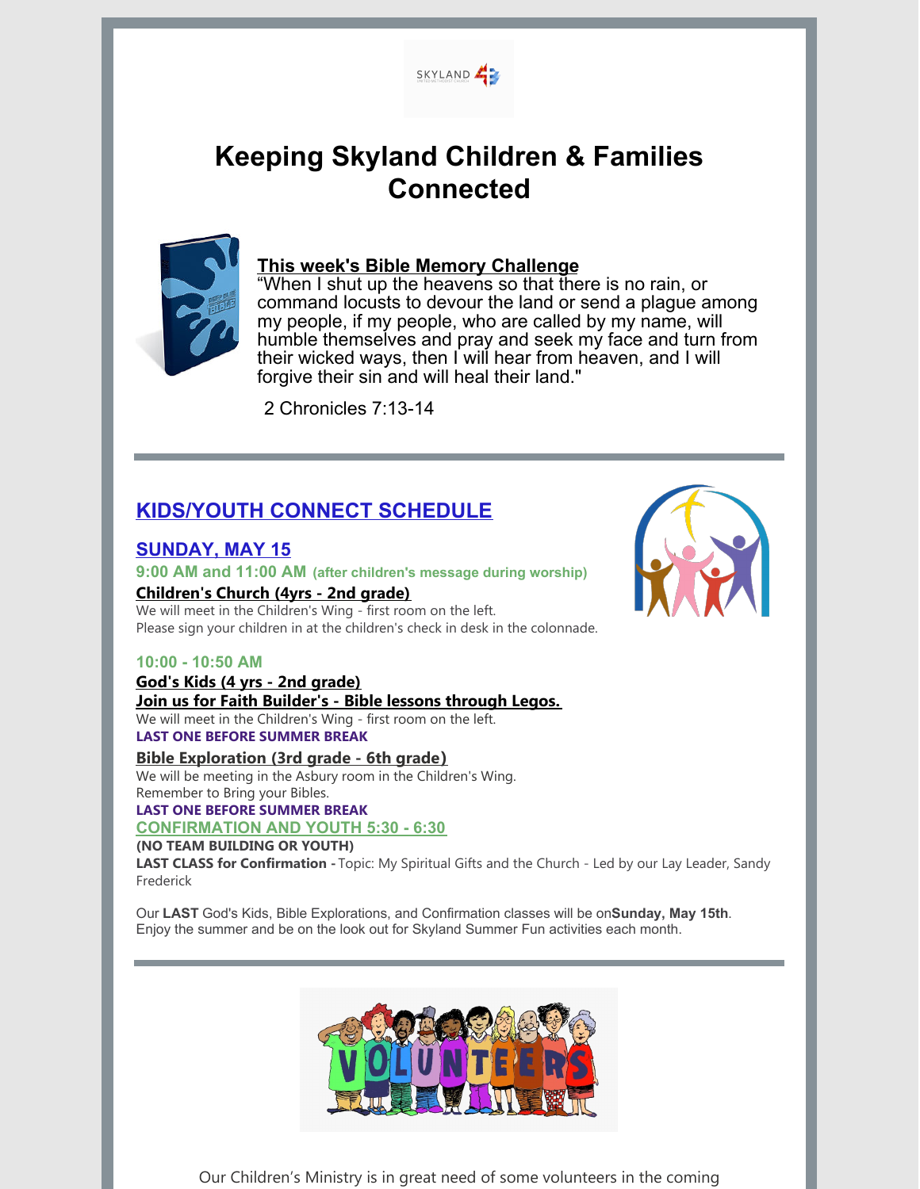# Keeping Skyland Children & Families Connected

**This week's Bible Memory Challenge**

"When I shut up the heavens so that there is no rain, or command locusts to devour the land or send a plague among my people, if my people, who are called by my name, will humble themselves and pray and seek my face and turn from their wicked ways, then I will hear from heaven, and I will forgive their sin and will heal their land."

2 Chronicles 7:13-14

---

## KIDS/YOUTH CONNECT SCHEDULE

### SUNDAY, MAY 15

**9:00 AM and 11:00 AM** (after children's message during worship)

**Children's Church (4yrs - 2nd grade)**

We will meet in the Children's Wing - first room on the left.
Please sign your children in at the children's check in desk in the colonnade.

**10:00 - 10:50 AM**

**God's Kids (4 yrs - 2nd grade)**

**Join us for Faith Builder's - Bible lessons through Legos.**

We will meet in the Children's Wing - first room on the left.

**LAST ONE BEFORE SUMMER BREAK**

**Bible Exploration (3rd grade - 6th grade)**

We will be meeting in the Asbury room in the Children's Wing.
Remember to Bring your Bibles.

**LAST ONE BEFORE SUMMER BREAK**

**CONFIRMATION AND YOUTH 5:30 - 6:30**

**(NO TEAM BUILDING OR YOUTH)**

**LAST CLASS for Confirmation -** Topic: My Spiritual Gifts and the Church - Led by our Lay Leader, Sandy Frederick

Our **LAST** God's Kids, Bible Explorations, and Confirmation classes will be on**Sunday, May 15th**. Enjoy the summer and be on the look out for Skyland Summer Fun activities each month.

---

Our Children's Ministry is in great need of some volunteers in the coming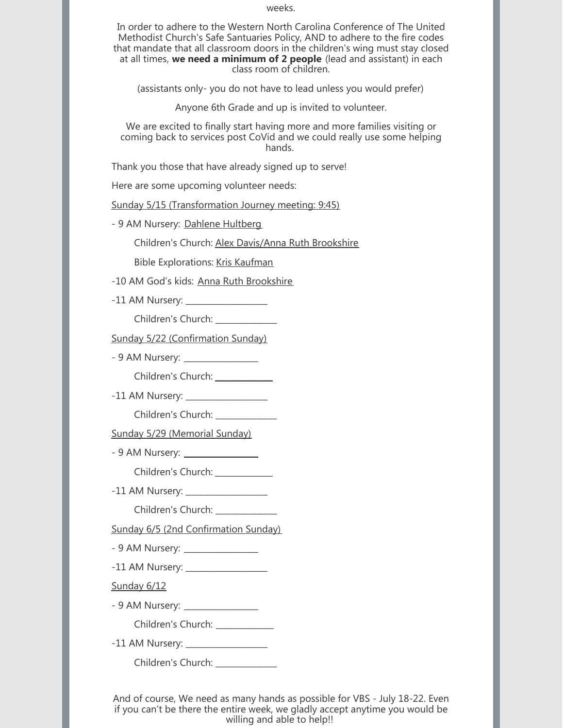weeks.

In order to adhere to the Western North Carolina Conference of The United Methodist Church's Safe Santuaries Policy, AND to adhere to the fire codes that mandate that all classroom doors in the children's wing must stay closed at all times, **we need a minimum of 2 people** (lead and assistant) in each class room of children.

(assistants only- you do not have to lead unless you would prefer)

Anyone 6th Grade and up is invited to volunteer.

We are excited to finally start having more and more families visiting or coming back to services post CoVid and we could really use some helping hands.

Thank you those that have already signed up to serve!

Here are some upcoming volunteer needs:

Sunday 5/15 (Transformation Journey meeting: 9:45)

- 9 AM Nursery: Dahlene Hultberg

    Children's Church: Alex Davis/Anna Ruth Brookshire

    Bible Explorations: Kris Kaufman

-10 AM God's kids: Anna Ruth Brookshire

-11 AM Nursery: ___________________

    Children's Church: ______________

Sunday 5/22 (Confirmation Sunday)

- 9 AM Nursery: _________________

    Children's Church: _____________

-11 AM Nursery: ___________________

    Children's Church: ______________

Sunday 5/29 (Memorial Sunday)

- 9 AM Nursery: _________________

    Children's Church: _____________

-11 AM Nursery: ___________________

    Children's Church: ______________

Sunday 6/5 (2nd Confirmation Sunday)

- 9 AM Nursery: _________________

-11 AM Nursery: ___________________

Sunday 6/12

- 9 AM Nursery: _________________

    Children's Church: _____________

-11 AM Nursery: ___________________

    Children's Church: ______________

And of course, We need as many hands as possible for VBS - July 18-22. Even if you can't be there the entire week, we gladly accept anytime you would be willing and able to help!!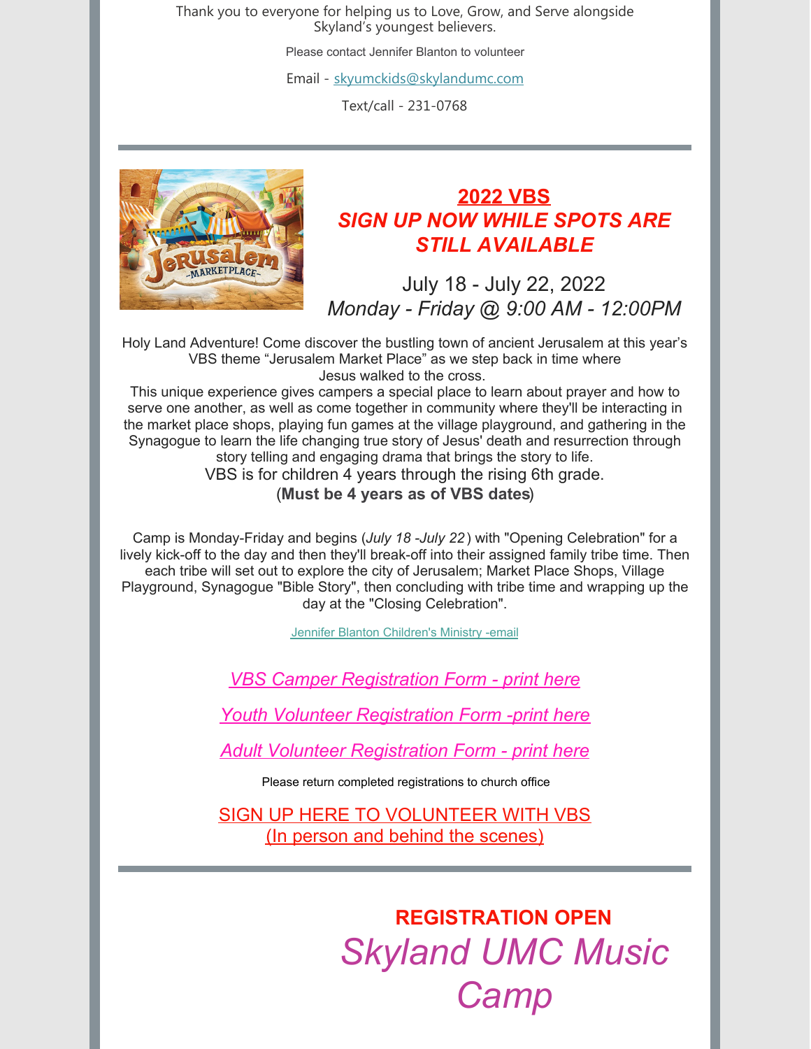Thank you to everyone for helping us to Love, Grow, and Serve alongside Skyland's youngest believers.

Please contact Jennifer Blanton to volunteer

Email - skyumckids@skylandumc.com

Text/call - 231-0768

---

## 2022 VBS
## *SIGN UP NOW WHILE SPOTS ARE STILL AVAILABLE*

July 18 - July 22, 2022
*Monday - Friday @ 9:00 AM - 12:00PM*

Holy Land Adventure! Come discover the bustling town of ancient Jerusalem at this year's VBS theme "Jerusalem Market Place" as we step back in time where Jesus walked to the cross.
This unique experience gives campers a special place to learn about prayer and how to serve one another, as well as come together in community where they'll be interacting in the market place shops, playing fun games at the village playground, and gathering in the Synagogue to learn the life changing true story of Jesus' death and resurrection through story telling and engaging drama that brings the story to life.
VBS is for children 4 years through the rising 6th grade.
(**Must be 4 years as of VBS dates**)

Camp is Monday-Friday and begins (*July 18 -July 22*) with "Opening Celebration" for a lively kick-off to the day and then they'll break-off into their assigned family tribe time. Then each tribe will set out to explore the city of Jerusalem; Market Place Shops, Village Playground, Synagogue "Bible Story", then concluding with tribe time and wrapping up the day at the "Closing Celebration".

Jennifer Blanton Children's Ministry -email

*VBS Camper Registration Form - print here*

*Youth Volunteer Registration Form -print here*

*Adult Volunteer Registration Form - print here*

Please return completed registrations to church office

SIGN UP HERE TO VOLUNTEER WITH VBS
(In person and behind the scenes)

---

**REGISTRATION OPEN**

# *Skyland UMC Music Camp*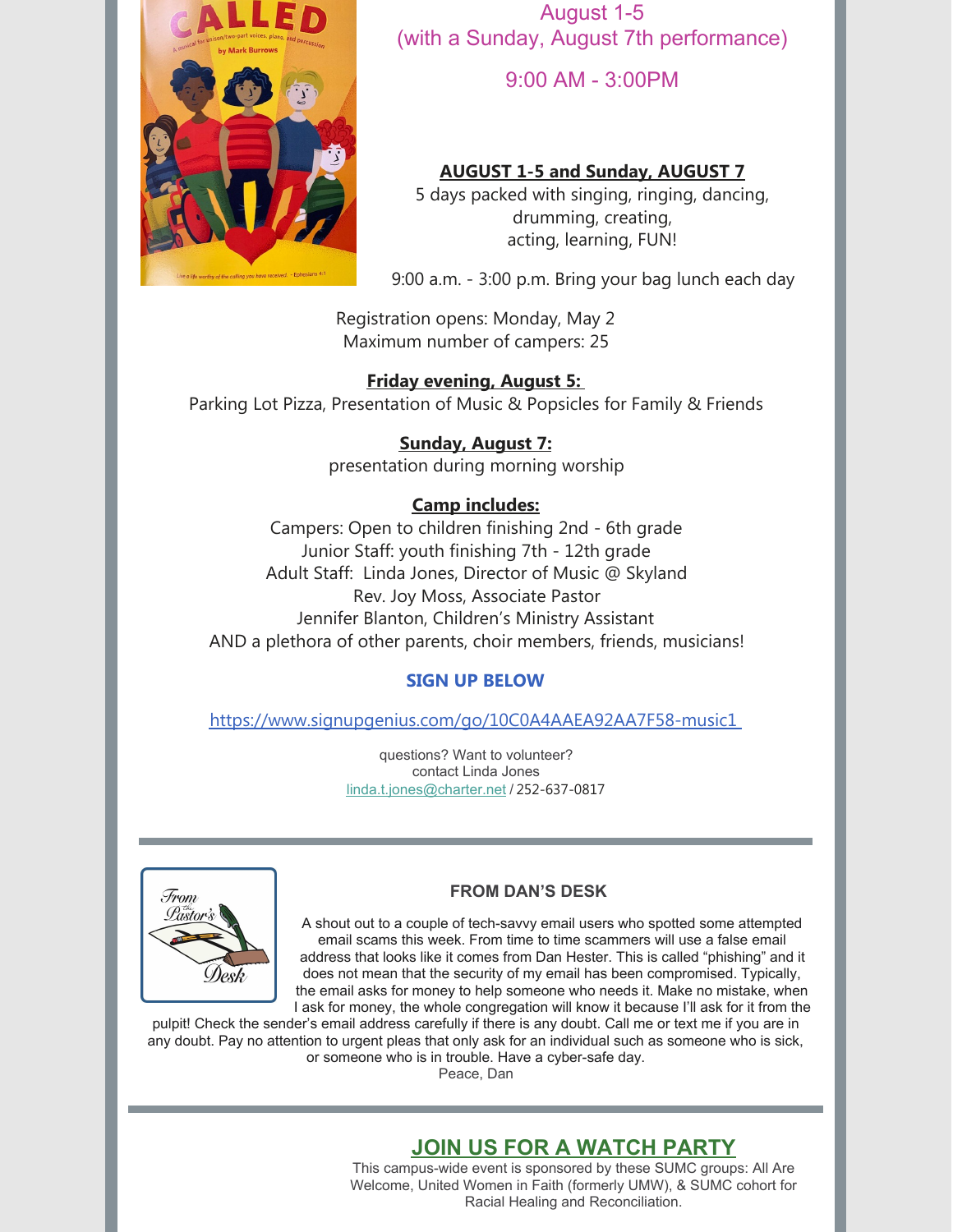August 1-5
(with a Sunday, August 7th performance)

9:00 AM - 3:00PM

**AUGUST 1-5 and Sunday, AUGUST 7**

5 days packed with singing, ringing, dancing, drumming, creating, acting, learning, FUN!

9:00 a.m. - 3:00 p.m. Bring your bag lunch each day

Registration opens: Monday, May 2
Maximum number of campers: 25

**Friday evening, August 5:**
Parking Lot Pizza, Presentation of Music & Popsicles for Family & Friends

**Sunday, August 7:**
presentation during morning worship

**Camp includes:**
Campers: Open to children finishing 2nd - 6th grade
Junior Staff: youth finishing 7th - 12th grade
Adult Staff: Linda Jones, Director of Music @ Skyland
Rev. Joy Moss, Associate Pastor
Jennifer Blanton, Children's Ministry Assistant
AND a plethora of other parents, choir members, friends, musicians!

**SIGN UP BELOW**

https://www.signupgenius.com/go/10C0A4AAEA92AA7F58-music1

questions? Want to volunteer?
contact Linda Jones
linda.t.jones@charter.net / 252-637-0817

---

## FROM DAN'S DESK

A shout out to a couple of tech-savvy email users who spotted some attempted email scams this week. From time to time scammers will use a false email address that looks like it comes from Dan Hester. This is called "phishing" and it does not mean that the security of my email has been compromised. Typically, the email asks for money to help someone who needs it. Make no mistake, when I ask for money, the whole congregation will know it because I'll ask for it from the pulpit! Check the sender's email address carefully if there is any doubt. Call me or text me if you are in any doubt. Pay no attention to urgent pleas that only ask for an individual such as someone who is sick, or someone who is in trouble. Have a cyber-safe day.
Peace, Dan

---

## JOIN US FOR A WATCH PARTY

This campus-wide event is sponsored by these SUMC groups: All Are Welcome, United Women in Faith (formerly UMW), & SUMC cohort for Racial Healing and Reconciliation.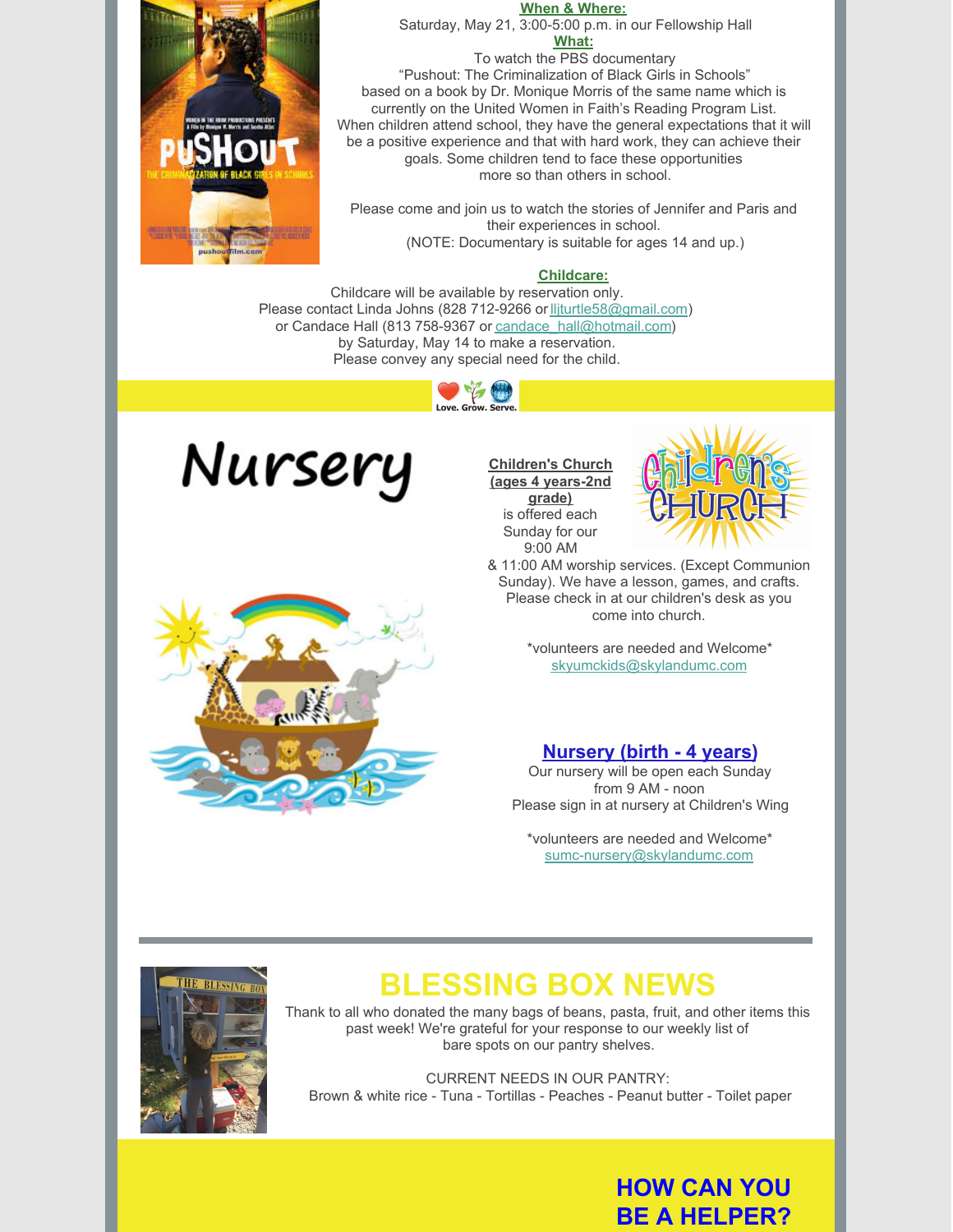**When & Where:**

Saturday, May 21, 3:00-5:00 p.m. in our Fellowship Hall

**What:**

To watch the PBS documentary "Pushout: The Criminalization of Black Girls in Schools" based on a book by Dr. Monique Morris of the same name which is currently on the United Women in Faith's Reading Program List. When children attend school, they have the general expectations that it will be a positive experience and that with hard work, they can achieve their goals. Some children tend to face these opportunities more so than others in school.

Please come and join us to watch the stories of Jennifer and Paris and their experiences in school.
(NOTE: Documentary is suitable for ages 14 and up.)

**Childcare:**

Childcare will be available by reservation only.
Please contact Linda Johns (828 712-9266 or lljturtle58@gmail.com) or Candace Hall (813 758-9367 or candace_hall@hotmail.com) by Saturday, May 14 to make a reservation.
Please convey any special need for the child.

Love. Grow. Serve.

# Nursery

**Children's Church (ages 4 years-2nd grade)** is offered each Sunday for our 9:00 AM & 11:00 AM worship services. (Except Communion Sunday). We have a lesson, games, and crafts. Please check in at our children's desk as you come into church.

*volunteers are needed and Welcome*
skyumckids@skylandumc.com

## Nursery (birth - 4 years)

Our nursery will be open each Sunday from 9 AM - noon
Please sign in at nursery at Children's Wing

*volunteers are needed and Welcome*
sumc-nursery@skylandumc.com

# BLESSING BOX NEWS

Thank to all who donated the many bags of beans, pasta, fruit, and other items this past week! We're grateful for your response to our weekly list of bare spots on our pantry shelves.

CURRENT NEEDS IN OUR PANTRY:
Brown & white rice - Tuna - Tortillas - Peaches - Peanut butter - Toilet paper

## HOW CAN YOU BE A HELPER?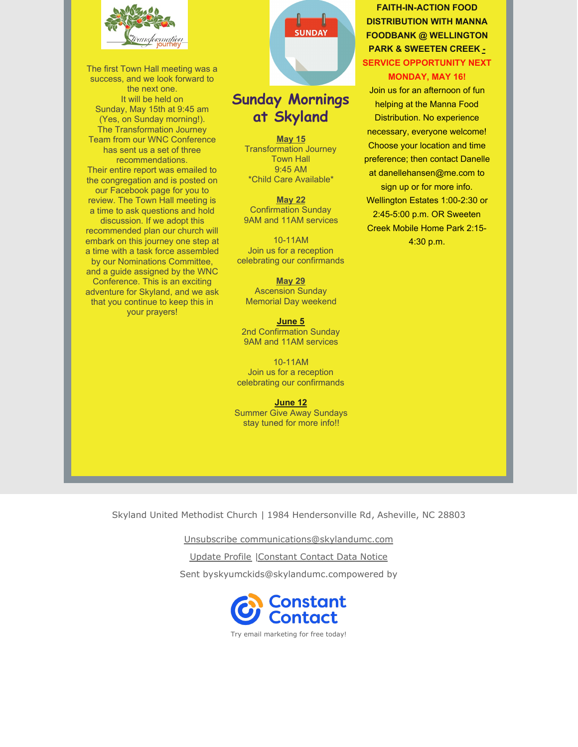The first Town Hall meeting was a success, and we look forward to the next one.
It will be held on
Sunday, May 15th at 9:45 am
(Yes, on Sunday morning!).
The Transformation Journey Team from our WNC Conference has sent us a set of three recommendations.
Their entire report was emailed to the congregation and is posted on our Facebook page for you to review. The Town Hall meeting is a time to ask questions and hold discussion. If we adopt this recommended plan our church will embark on this journey one step at a time with a task force assembled by our Nominations Committee, and a guide assigned by the WNC Conference. This is an exciting adventure for Skyland, and we ask that you continue to keep this in your prayers!

## Sunday Mornings at Skyland

**May 15**
Transformation Journey
Town Hall
9:45 AM
*Child Care Available*

**May 22**
Confirmation Sunday
9AM and 11AM services

10-11AM
Join us for a reception celebrating our confirmands

**May 29**
Ascension Sunday
Memorial Day weekend

**June 5**
2nd Confirmation Sunday
9AM and 11AM services

10-11AM
Join us for a reception celebrating our confirmands

**June 12**
Summer Give Away Sundays
stay tuned for more info!!

**FAITH-IN-ACTION FOOD DISTRIBUTION WITH MANNA FOODBANK @ WELLINGTON PARK & SWEETEN CREEK - SERVICE OPPORTUNITY NEXT MONDAY, MAY 16!**

Join us for an afternoon of fun helping at the Manna Food Distribution. No experience necessary, everyone welcome! Choose your location and time preference; then contact Danelle at danellehansen@me.com to sign up or for more info.
Wellington Estates 1:00-2:30 or 2:45-5:00 p.m. OR Sweeten Creek Mobile Home Park 2:15-4:30 p.m.

Skyland United Methodist Church | 1984 Hendersonville Rd, Asheville, NC 28803

Unsubscribe communications@skylandumc.com

Update Profile |Constant Contact Data Notice

Sent byskyumckids@skylandumc.compowered by

Try email marketing for free today!